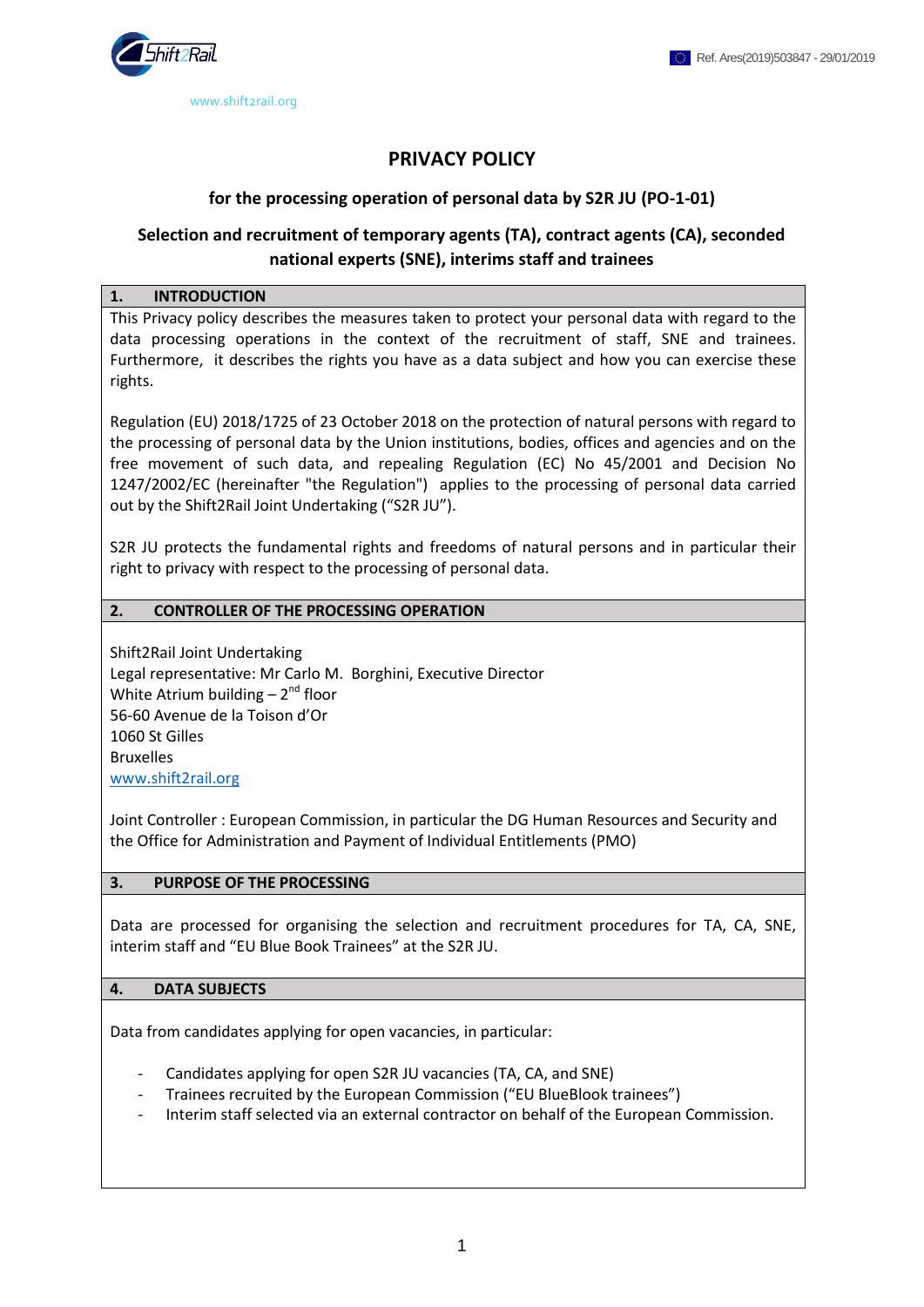www.shift2rail.org

Ref. Ares(2019)503847 - 29/01/2019

# PRIVACY POLICY

## for the processing operation of personal data by S2R JU (PO-1-01)

## Selection and recruitment of temporary agents (TA), contract agents (CA), seconded national experts (SNE), interims staff and trainees

### 1. INTRODUCTION

This Privacy policy describes the measures taken to protect your personal data with regard to the data processing operations in the context of the recruitment of staff, SNE and trainees. Furthermore, it describes the rights you have as a data subject and how you can exercise these rights.

Regulation (EU) 2018/1725 of 23 October 2018 on the protection of natural persons with regard to the processing of personal data by the Union institutions, bodies, offices and agencies and on the free movement of such data, and repealing Regulation (EC) No 45/2001 and Decision No 1247/2002/EC (hereinafter "the Regulation") applies to the processing of personal data carried out by the Shift2Rail Joint Undertaking ("S2R JU").

S2R JU protects the fundamental rights and freedoms of natural persons and in particular their right to privacy with respect to the processing of personal data.

### 2. CONTROLLER OF THE PROCESSING OPERATION

Shift2Rail Joint Undertaking
Legal representative: Mr Carlo M. Borghini, Executive Director
White Atrium building – 2nd floor
56-60 Avenue de la Toison d'Or
1060 St Gilles
Bruxelles
www.shift2rail.org

Joint Controller : European Commission, in particular the DG Human Resources and Security and the Office for Administration and Payment of Individual Entitlements (PMO)

### 3. PURPOSE OF THE PROCESSING

Data are processed for organising the selection and recruitment procedures for TA, CA, SNE, interim staff and "EU Blue Book Trainees" at the S2R JU.

### 4. DATA SUBJECTS

Data from candidates applying for open vacancies, in particular:

- Candidates applying for open S2R JU vacancies (TA, CA, and SNE)
- Trainees recruited by the European Commission ("EU BlueBlook trainees")
- Interim staff selected via an external contractor on behalf of the European Commission.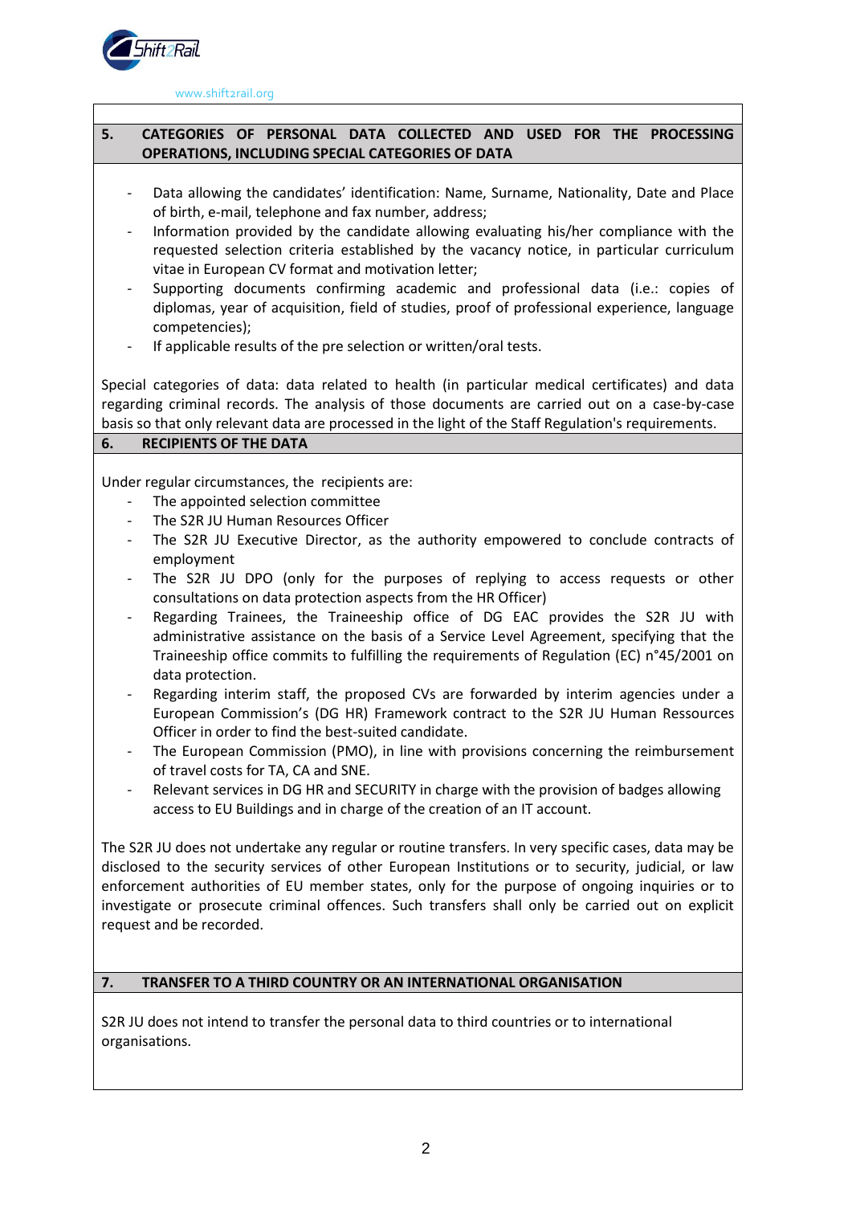## 5. CATEGORIES OF PERSONAL DATA COLLECTED AND USED FOR THE PROCESSING OPERATIONS, INCLUDING SPECIAL CATEGORIES OF DATA

- Data allowing the candidates' identification: Name, Surname, Nationality, Date and Place of birth, e-mail, telephone and fax number, address;
- Information provided by the candidate allowing evaluating his/her compliance with the requested selection criteria established by the vacancy notice, in particular curriculum vitae in European CV format and motivation letter;
- Supporting documents confirming academic and professional data (i.e.: copies of diplomas, year of acquisition, field of studies, proof of professional experience, language competencies);
- If applicable results of the pre selection or written/oral tests.

Special categories of data: data related to health (in particular medical certificates) and data regarding criminal records. The analysis of those documents are carried out on a case-by-case basis so that only relevant data are processed in the light of the Staff Regulation's requirements.

## 6. RECIPIENTS OF THE DATA

Under regular circumstances, the recipients are:

- The appointed selection committee
- The S2R JU Human Resources Officer
- The S2R JU Executive Director, as the authority empowered to conclude contracts of employment
- The S2R JU DPO (only for the purposes of replying to access requests or other consultations on data protection aspects from the HR Officer)
- Regarding Trainees, the Traineeship office of DG EAC provides the S2R JU with administrative assistance on the basis of a Service Level Agreement, specifying that the Traineeship office commits to fulfilling the requirements of Regulation (EC) n°45/2001 on data protection.
- Regarding interim staff, the proposed CVs are forwarded by interim agencies under a European Commission's (DG HR) Framework contract to the S2R JU Human Ressources Officer in order to find the best-suited candidate.
- The European Commission (PMO), in line with provisions concerning the reimbursement of travel costs for TA, CA and SNE.
- Relevant services in DG HR and SECURITY in charge with the provision of badges allowing access to EU Buildings and in charge of the creation of an IT account.

The S2R JU does not undertake any regular or routine transfers. In very specific cases, data may be disclosed to the security services of other European Institutions or to security, judicial, or law enforcement authorities of EU member states, only for the purpose of ongoing inquiries or to investigate or prosecute criminal offences. Such transfers shall only be carried out on explicit request and be recorded.

## 7. TRANSFER TO A THIRD COUNTRY OR AN INTERNATIONAL ORGANISATION

S2R JU does not intend to transfer the personal data to third countries or to international organisations.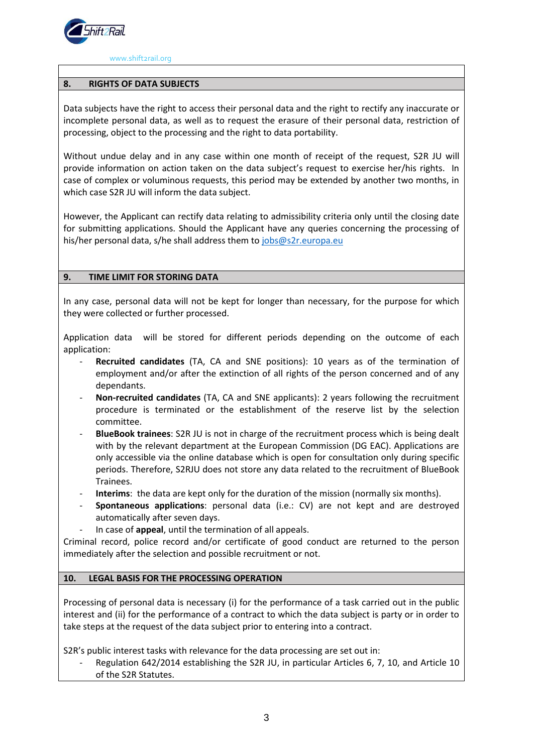## 8. RIGHTS OF DATA SUBJECTS

Data subjects have the right to access their personal data and the right to rectify any inaccurate or incomplete personal data, as well as to request the erasure of their personal data, restriction of processing, object to the processing and the right to data portability.

Without undue delay and in any case within one month of receipt of the request, S2R JU will provide information on action taken on the data subject's request to exercise her/his rights. In case of complex or voluminous requests, this period may be extended by another two months, in which case S2R JU will inform the data subject.

However, the Applicant can rectify data relating to admissibility criteria only until the closing date for submitting applications. Should the Applicant have any queries concerning the processing of his/her personal data, s/he shall address them to jobs@s2r.europa.eu

## 9. TIME LIMIT FOR STORING DATA

In any case, personal data will not be kept for longer than necessary, for the purpose for which they were collected or further processed.

Application data will be stored for different periods depending on the outcome of each application:

- **Recruited candidates** (TA, CA and SNE positions): 10 years as of the termination of employment and/or after the extinction of all rights of the person concerned and of any dependants.
- **Non-recruited candidates** (TA, CA and SNE applicants): 2 years following the recruitment procedure is terminated or the establishment of the reserve list by the selection committee.
- **BlueBook trainees**: S2R JU is not in charge of the recruitment process which is being dealt with by the relevant department at the European Commission (DG EAC). Applications are only accessible via the online database which is open for consultation only during specific periods. Therefore, S2RJU does not store any data related to the recruitment of BlueBook Trainees.
- **Interims**: the data are kept only for the duration of the mission (normally six months).
- **Spontaneous applications**: personal data (i.e.: CV) are not kept and are destroyed automatically after seven days.
- In case of **appeal**, until the termination of all appeals.

Criminal record, police record and/or certificate of good conduct are returned to the person immediately after the selection and possible recruitment or not.

## 10. LEGAL BASIS FOR THE PROCESSING OPERATION

Processing of personal data is necessary (i) for the performance of a task carried out in the public interest and (ii) for the performance of a contract to which the data subject is party or in order to take steps at the request of the data subject prior to entering into a contract.

S2R's public interest tasks with relevance for the data processing are set out in:

- Regulation 642/2014 establishing the S2R JU, in particular Articles 6, 7, 10, and Article 10 of the S2R Statutes.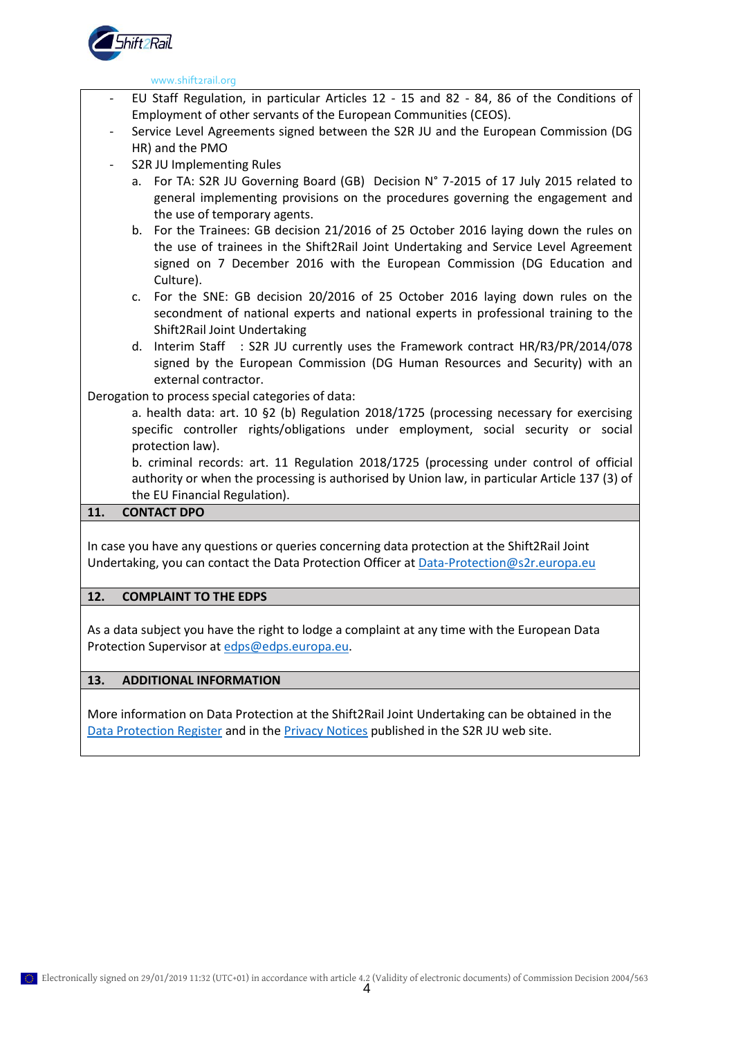- EU Staff Regulation, in particular Articles 12 - 15 and 82 - 84, 86 of the Conditions of Employment of other servants of the European Communities (CEOS).
- Service Level Agreements signed between the S2R JU and the European Commission (DG HR) and the PMO
- S2R JU Implementing Rules
  a. For TA: S2R JU Governing Board (GB) Decision N° 7-2015 of 17 July 2015 related to general implementing provisions on the procedures governing the engagement and the use of temporary agents.
  b. For the Trainees: GB decision 21/2016 of 25 October 2016 laying down the rules on the use of trainees in the Shift2Rail Joint Undertaking and Service Level Agreement signed on 7 December 2016 with the European Commission (DG Education and Culture).
  c. For the SNE: GB decision 20/2016 of 25 October 2016 laying down rules on the secondment of national experts and national experts in professional training to the Shift2Rail Joint Undertaking
  d. Interim Staff : S2R JU currently uses the Framework contract HR/R3/PR/2014/078 signed by the European Commission (DG Human Resources and Security) with an external contractor.

Derogation to process special categories of data:

a. health data: art. 10 §2 (b) Regulation 2018/1725 (processing necessary for exercising specific controller rights/obligations under employment, social security or social protection law).

b. criminal records: art. 11 Regulation 2018/1725 (processing under control of official authority or when the processing is authorised by Union law, in particular Article 137 (3) of the EU Financial Regulation).

## 11. CONTACT DPO

In case you have any questions or queries concerning data protection at the Shift2Rail Joint Undertaking, you can contact the Data Protection Officer at Data-Protection@s2r.europa.eu

## 12. COMPLAINT TO THE EDPS

As a data subject you have the right to lodge a complaint at any time with the European Data Protection Supervisor at edps@edps.europa.eu.

## 13. ADDITIONAL INFORMATION

More information on Data Protection at the Shift2Rail Joint Undertaking can be obtained in the Data Protection Register and in the Privacy Notices published in the S2R JU web site.

Electronically signed on 29/01/2019 11:32 (UTC+01) in accordance with article 4.2 (Validity of electronic documents) of Commission Decision 2004/563